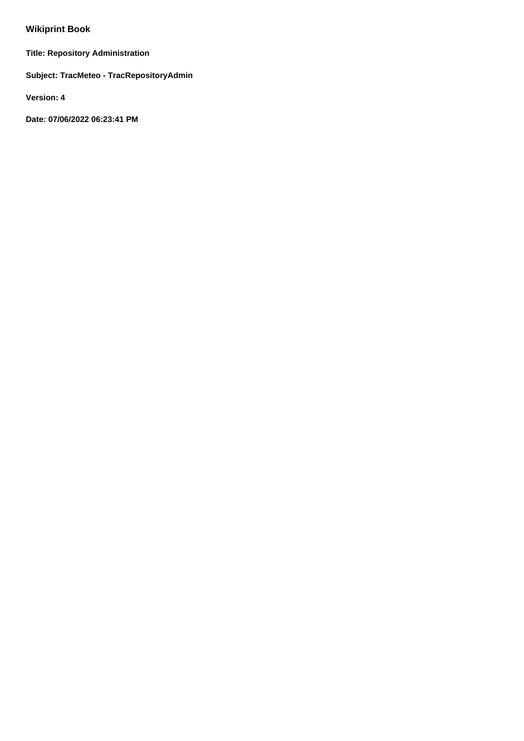# Wikiprint Book

**Title: Repository Administration**

**Subject: TracMeteo - TracRepositoryAdmin**

**Version: 4**

**Date: 07/06/2022 06:23:41 PM**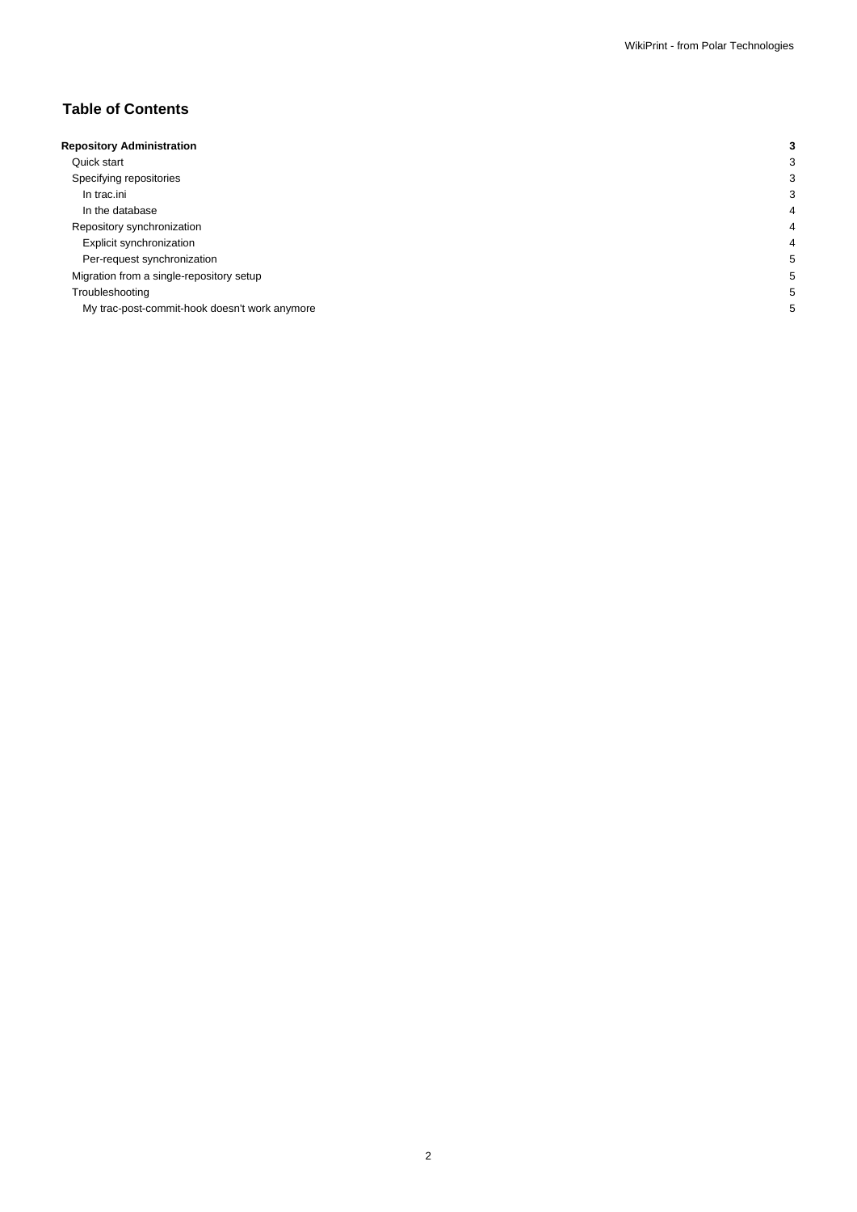## Table of Contents

| | |
|---|---|
| **Repository Administration** | **3** |
| Quick start | 3 |
| Specifying repositories | 3 |
| In trac.ini | 3 |
| In the database | 4 |
| Repository synchronization | 4 |
| Explicit synchronization | 4 |
| Per-request synchronization | 5 |
| Migration from a single-repository setup | 5 |
| Troubleshooting | 5 |
| My trac-post-commit-hook doesn't work anymore | 5 |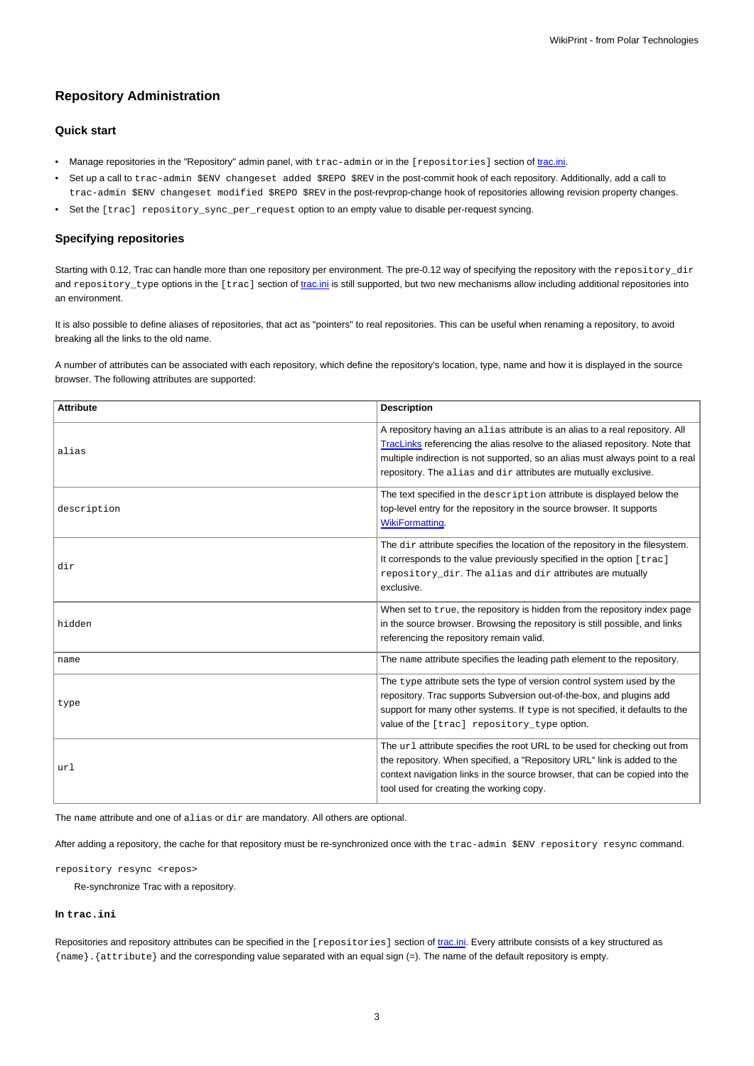## Repository Administration

### Quick start

- Manage repositories in the "Repository" admin panel, with `trac-admin` or in the `[repositories]` section of trac.ini.
- Set up a call to `trac-admin $ENV changeset added $REPO $REV` in the post-commit hook of each repository. Additionally, add a call to `trac-admin $ENV changeset modified $REPO $REV` in the post-revprop-change hook of repositories allowing revision property changes.
- Set the `[trac] repository_sync_per_request` option to an empty value to disable per-request syncing.

### Specifying repositories

Starting with 0.12, Trac can handle more than one repository per environment. The pre-0.12 way of specifying the repository with the `repository_dir` and `repository_type` options in the `[trac]` section of trac.ini is still supported, but two new mechanisms allow including additional repositories into an environment.

It is also possible to define aliases of repositories, that act as "pointers" to real repositories. This can be useful when renaming a repository, to avoid breaking all the links to the old name.

A number of attributes can be associated with each repository, which define the repository's location, type, name and how it is displayed in the source browser. The following attributes are supported:

| Attribute | Description |
|---|---|
| `alias` | A repository having an `alias` attribute is an alias to a real repository. All TracLinks referencing the alias resolve to the aliased repository. Note that multiple indirection is not supported, so an alias must always point to a real repository. The `alias` and `dir` attributes are mutually exclusive. |
| `description` | The text specified in the `description` attribute is displayed below the top-level entry for the repository in the source browser. It supports WikiFormatting. |
| `dir` | The `dir` attribute specifies the location of the repository in the filesystem. It corresponds to the value previously specified in the option `[trac] repository_dir`. The `alias` and `dir` attributes are mutually exclusive. |
| `hidden` | When set to `true`, the repository is hidden from the repository index page in the source browser. Browsing the repository is still possible, and links referencing the repository remain valid. |
| `name` | The `name` attribute specifies the leading path element to the repository. |
| `type` | The `type` attribute sets the type of version control system used by the repository. Trac supports Subversion out-of-the-box, and plugins add support for many other systems. If `type` is not specified, it defaults to the value of the `[trac] repository_type` option. |
| `url` | The `url` attribute specifies the root URL to be used for checking out from the repository. When specified, a "Repository URL" link is added to the context navigation links in the source browser, that can be copied into the tool used for creating the working copy. |

The `name` attribute and one of `alias` or `dir` are mandatory. All others are optional.

After adding a repository, the cache for that repository must be re-synchronized once with the `trac-admin $ENV repository resync` command.

`repository resync <repos>`

Re-synchronize Trac with a repository.

#### In `trac.ini`

Repositories and repository attributes can be specified in the `[repositories]` section of trac.ini. Every attribute consists of a key structured as `{name}.{attribute}` and the corresponding value separated with an equal sign (=). The name of the default repository is empty.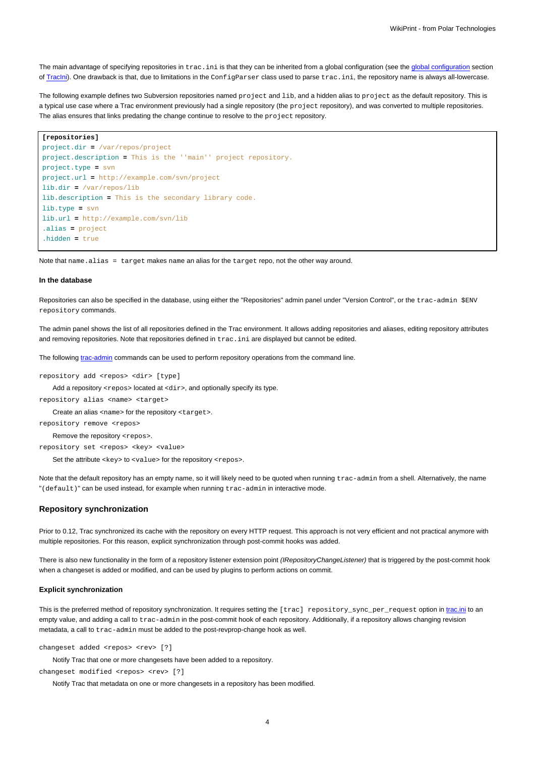The main advantage of specifying repositories in `trac.ini` is that they can be inherited from a global configuration (see the global configuration section of TracIni). One drawback is that, due to limitations in the `ConfigParser` class used to parse `trac.ini`, the repository name is always all-lowercase.

The following example defines two Subversion repositories named `project` and `lib`, and a hidden alias to `project` as the default repository. This is a typical use case where a Trac environment previously had a single repository (the `project` repository), and was converted to multiple repositories. The alias ensures that links predating the change continue to resolve to the `project` repository.

```
[repositories]
project.dir = /var/repos/project
project.description = This is the ''main'' project repository.
project.type = svn
project.url = http://example.com/svn/project
lib.dir = /var/repos/lib
lib.description = This is the secondary library code.
lib.type = svn
lib.url = http://example.com/svn/lib
.alias = project
.hidden = true
```

Note that `name.alias = target` makes `name` an alias for the `target` repo, not the other way around.

#### In the database

Repositories can also be specified in the database, using either the "Repositories" admin panel under "Version Control", or the `trac-admin $ENV repository` commands.

The admin panel shows the list of all repositories defined in the Trac environment. It allows adding repositories and aliases, editing repository attributes and removing repositories. Note that repositories defined in `trac.ini` are displayed but cannot be edited.

The following trac-admin commands can be used to perform repository operations from the command line.

`repository add <repos> <dir> [type]`
: Add a repository `<repos>` located at `<dir>`, and optionally specify its type.

`repository alias <name> <target>`
: Create an alias `<name>` for the repository `<target>`.

`repository remove <repos>`
: Remove the repository `<repos>`.

`repository set <repos> <key> <value>`
: Set the attribute `<key>` to `<value>` for the repository `<repos>`.

Note that the default repository has an empty name, so it will likely need to be quoted when running `trac-admin` from a shell. Alternatively, the name "`(default)`" can be used instead, for example when running `trac-admin` in interactive mode.

### Repository synchronization

Prior to 0.12, Trac synchronized its cache with the repository on every HTTP request. This approach is not very efficient and not practical anymore with multiple repositories. For this reason, explicit synchronization through post-commit hooks was added.

There is also new functionality in the form of a repository listener extension point *(IRepositoryChangeListener)* that is triggered by the post-commit hook when a changeset is added or modified, and can be used by plugins to perform actions on commit.

#### Explicit synchronization

This is the preferred method of repository synchronization. It requires setting the `[trac] repository_sync_per_request` option in trac.ini to an empty value, and adding a call to `trac-admin` in the post-commit hook of each repository. Additionally, if a repository allows changing revision metadata, a call to `trac-admin` must be added to the post-revprop-change hook as well.

`changeset added <repos> <rev> [?]`
: Notify Trac that one or more changesets have been added to a repository.

`changeset modified <repos> <rev> [?]`
: Notify Trac that metadata on one or more changesets in a repository has been modified.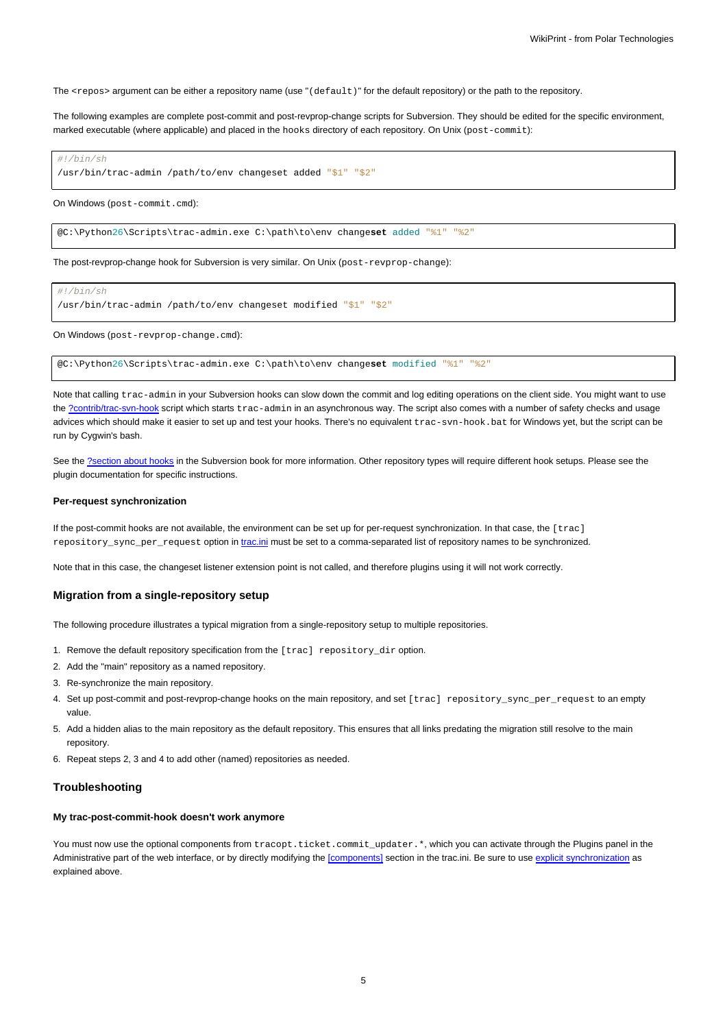The `<repos>` argument can be either a repository name (use "`(default)`" for the default repository) or the path to the repository.

The following examples are complete post-commit and post-revprop-change scripts for Subversion. They should be edited for the specific environment, marked executable (where applicable) and placed in the `hooks` directory of each repository. On Unix (`post-commit`):

```
#!/bin/sh
/usr/bin/trac-admin /path/to/env changeset added "$1" "$2"
```

On Windows (`post-commit.cmd`):

```
@C:\Python26\Scripts\trac-admin.exe C:\path\to\env changeset added "%1" "%2"
```

The post-revprop-change hook for Subversion is very similar. On Unix (`post-revprop-change`):

```
#!/bin/sh
/usr/bin/trac-admin /path/to/env changeset modified "$1" "$2"
```

On Windows (`post-revprop-change.cmd`):

```
@C:\Python26\Scripts\trac-admin.exe C:\path\to\env changeset modified "%1" "%2"
```

Note that calling `trac-admin` in your Subversion hooks can slow down the commit and log editing operations on the client side. You might want to use the ?contrib/trac-svn-hook script which starts `trac-admin` in an asynchronous way. The script also comes with a number of safety checks and usage advices which should make it easier to set up and test your hooks. There's no equivalent `trac-svn-hook.bat` for Windows yet, but the script can be run by Cygwin's bash.

See the ?section about hooks in the Subversion book for more information. Other repository types will require different hook setups. Please see the plugin documentation for specific instructions.

#### Per-request synchronization

If the post-commit hooks are not available, the environment can be set up for per-request synchronization. In that case, the `[trac] repository_sync_per_request` option in trac.ini must be set to a comma-separated list of repository names to be synchronized.

Note that in this case, the changeset listener extension point is not called, and therefore plugins using it will not work correctly.

### Migration from a single-repository setup

The following procedure illustrates a typical migration from a single-repository setup to multiple repositories.

1. Remove the default repository specification from the `[trac] repository_dir` option.
2. Add the "main" repository as a named repository.
3. Re-synchronize the main repository.
4. Set up post-commit and post-revprop-change hooks on the main repository, and set `[trac] repository_sync_per_request` to an empty value.
5. Add a hidden alias to the main repository as the default repository. This ensures that all links predating the migration still resolve to the main repository.
6. Repeat steps 2, 3 and 4 to add other (named) repositories as needed.

### Troubleshooting

#### My trac-post-commit-hook doesn't work anymore

You must now use the optional components from `tracopt.ticket.commit_updater.*`, which you can activate through the Plugins panel in the Administrative part of the web interface, or by directly modifying the [components] section in the trac.ini. Be sure to use explicit synchronization as explained above.